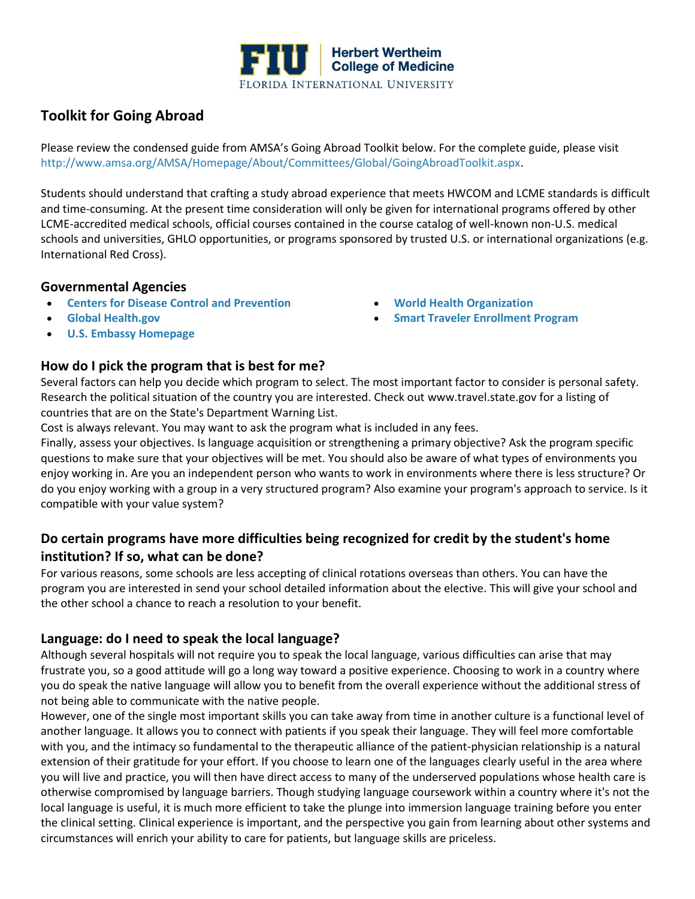FIU Herbert Wertheim College of Medicine
FLORIDA INTERNATIONAL UNIVERSITY

## Toolkit for Going Abroad

Please review the condensed guide from AMSA's Going Abroad Toolkit below. For the complete guide, please visit http://www.amsa.org/AMSA/Homepage/About/Committees/Global/GoingAbroadToolkit.aspx.

Students should understand that crafting a study abroad experience that meets HWCOM and LCME standards is difficult and time-consuming. At the present time consideration will only be given for international programs offered by other LCME-accredited medical schools, official courses contained in the course catalog of well-known non-U.S. medical schools and universities, GHLO opportunities, or programs sponsored by trusted U.S. or international organizations (e.g. International Red Cross).

### Governmental Agencies

- **Centers for Disease Control and Prevention**
- **Global Health.gov**
- **U.S. Embassy Homepage**
- **World Health Organization**
- **Smart Traveler Enrollment Program**

### How do I pick the program that is best for me?

Several factors can help you decide which program to select. The most important factor to consider is personal safety. Research the political situation of the country you are interested. Check out www.travel.state.gov for a listing of countries that are on the State's Department Warning List.

Cost is always relevant. You may want to ask the program what is included in any fees.

Finally, assess your objectives. Is language acquisition or strengthening a primary objective? Ask the program specific questions to make sure that your objectives will be met. You should also be aware of what types of environments you enjoy working in. Are you an independent person who wants to work in environments where there is less structure? Or do you enjoy working with a group in a very structured program? Also examine your program's approach to service. Is it compatible with your value system?

### Do certain programs have more difficulties being recognized for credit by the student's home institution? If so, what can be done?

For various reasons, some schools are less accepting of clinical rotations overseas than others. You can have the program you are interested in send your school detailed information about the elective. This will give your school and the other school a chance to reach a resolution to your benefit.

### Language: do I need to speak the local language?

Although several hospitals will not require you to speak the local language, various difficulties can arise that may frustrate you, so a good attitude will go a long way toward a positive experience. Choosing to work in a country where you do speak the native language will allow you to benefit from the overall experience without the additional stress of not being able to communicate with the native people.

However, one of the single most important skills you can take away from time in another culture is a functional level of another language. It allows you to connect with patients if you speak their language. They will feel more comfortable with you, and the intimacy so fundamental to the therapeutic alliance of the patient-physician relationship is a natural extension of their gratitude for your effort. If you choose to learn one of the languages clearly useful in the area where you will live and practice, you will then have direct access to many of the underserved populations whose health care is otherwise compromised by language barriers. Though studying language coursework within a country where it's not the local language is useful, it is much more efficient to take the plunge into immersion language training before you enter the clinical setting. Clinical experience is important, and the perspective you gain from learning about other systems and circumstances will enrich your ability to care for patients, but language skills are priceless.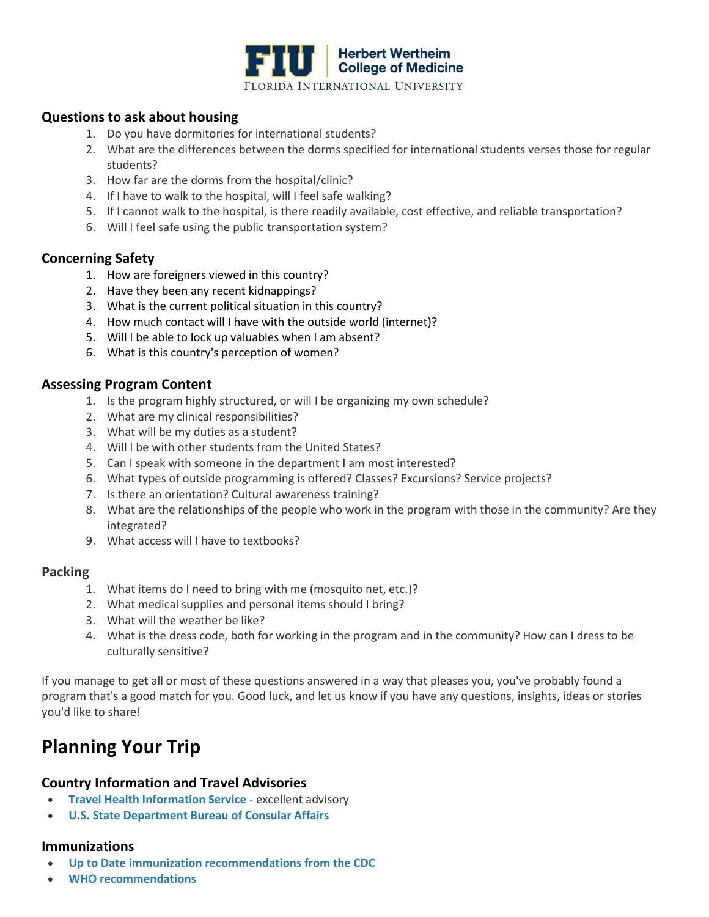### Questions to ask about housing

1. Do you have dormitories for international students?
2. What are the differences between the dorms specified for international students verses those for regular students?
3. How far are the dorms from the hospital/clinic?
4. If I have to walk to the hospital, will I feel safe walking?
5. If I cannot walk to the hospital, is there readily available, cost effective, and reliable transportation?
6. Will I feel safe using the public transportation system?

### Concerning Safety

1. How are foreigners viewed in this country?
2. Have they been any recent kidnappings?
3. What is the current political situation in this country?
4. How much contact will I have with the outside world (internet)?
5. Will I be able to lock up valuables when I am absent?
6. What is this country's perception of women?

### Assessing Program Content

1. Is the program highly structured, or will I be organizing my own schedule?
2. What are my clinical responsibilities?
3. What will be my duties as a student?
4. Will I be with other students from the United States?
5. Can I speak with someone in the department I am most interested?
6. What types of outside programming is offered? Classes? Excursions? Service projects?
7. Is there an orientation? Cultural awareness training?
8. What are the relationships of the people who work in the program with those in the community? Are they integrated?
9. What access will I have to textbooks?

### Packing

1. What items do I need to bring with me (mosquito net, etc.)?
2. What medical supplies and personal items should I bring?
3. What will the weather be like?
4. What is the dress code, both for working in the program and in the community? How can I dress to be culturally sensitive?

If you manage to get all or most of these questions answered in a way that pleases you, you've probably found a program that's a good match for you. Good luck, and let us know if you have any questions, insights, ideas or stories you'd like to share!

## Planning Your Trip

### Country Information and Travel Advisories

- **Travel Health Information Service** - excellent advisory
- **U.S. State Department Bureau of Consular Affairs**

### Immunizations

- **Up to Date immunization recommendations from the CDC**
- **WHO recommendations**